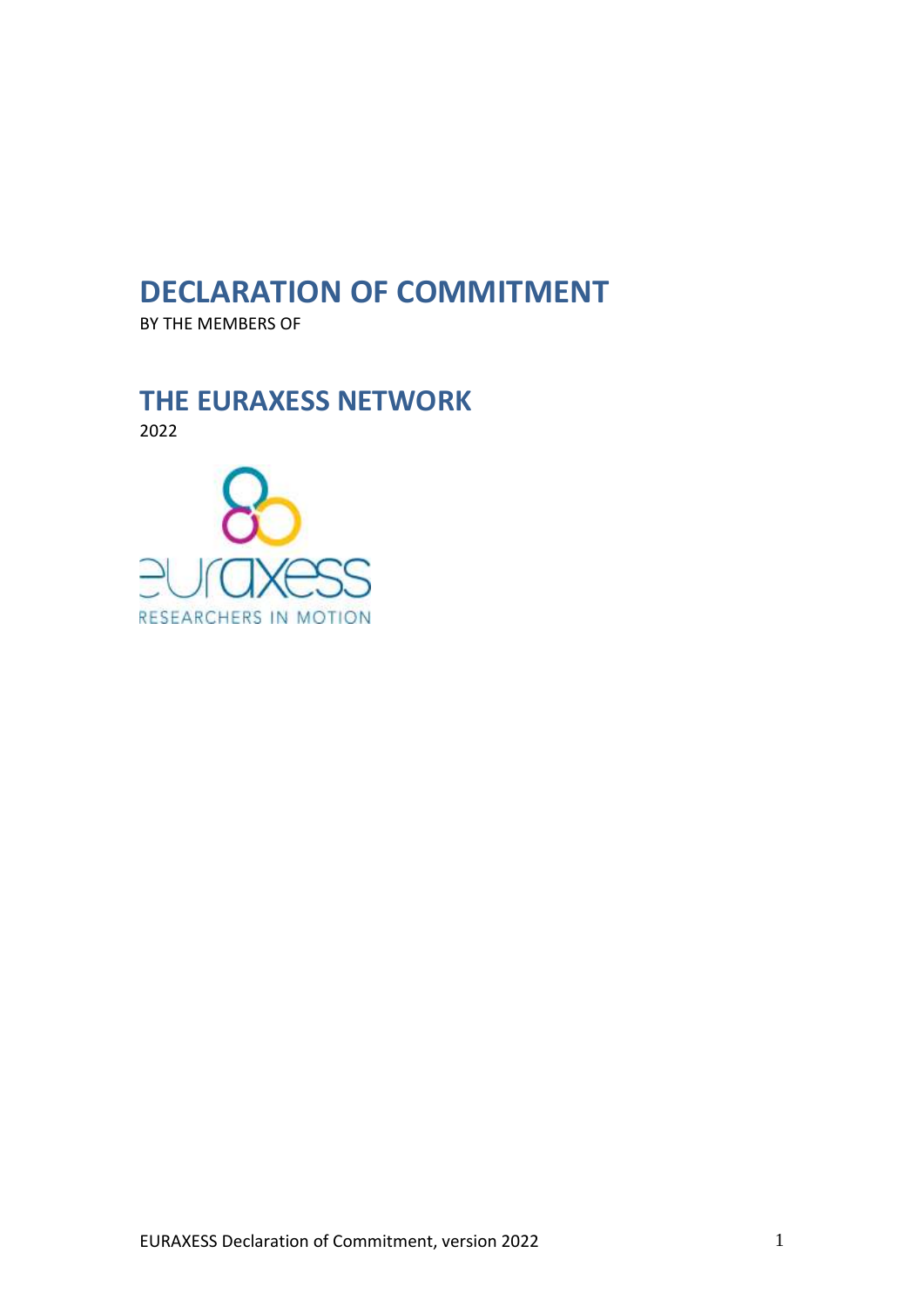# DECLARATION OF COMMITMENT

BY THE MEMBERS OF

# THE EURAXESS NETWORK

2022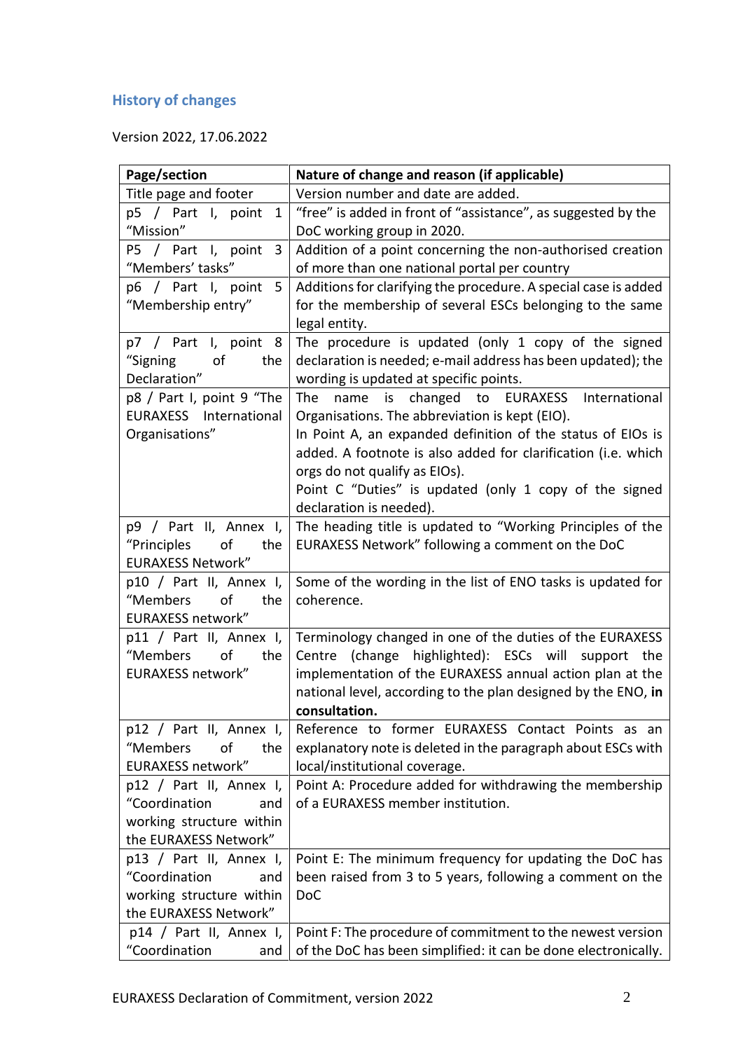## History of changes

Version 2022, 17.06.2022

| Page/section | Nature of change and reason (if applicable) |
|---|---|
| Title page and footer | Version number and date are added. |
| p5 / Part I, point 1 "Mission" | "free" is added in front of "assistance", as suggested by the DoC working group in 2020. |
| P5 / Part I, point 3 "Members' tasks" | Addition of a point concerning the non-authorised creation of more than one national portal per country |
| p6 / Part I, point 5 "Membership entry" | Additions for clarifying the procedure. A special case is added for the membership of several ESCs belonging to the same legal entity. |
| p7 / Part I, point 8 "Signing of the Declaration" | The procedure is updated (only 1 copy of the signed declaration is needed; e-mail address has been updated); the wording is updated at specific points. |
| p8 / Part I, point 9 "The EURAXESS International Organisations" | The name is changed to EURAXESS International Organisations. The abbreviation is kept (EIO).<br>In Point A, an expanded definition of the status of EIOs is added. A footnote is also added for clarification (i.e. which orgs do not qualify as EIOs).<br>Point C "Duties" is updated (only 1 copy of the signed declaration is needed). |
| p9 / Part II, Annex I, "Principles of the EURAXESS Network" | The heading title is updated to "Working Principles of the EURAXESS Network" following a comment on the DoC |
| p10 / Part II, Annex I, "Members of the EURAXESS network" | Some of the wording in the list of ENO tasks is updated for coherence. |
| p11 / Part II, Annex I, "Members of the EURAXESS network" | Terminology changed in one of the duties of the EURAXESS Centre (change highlighted): ESCs will support the implementation of the EURAXESS annual action plan at the national level, according to the plan designed by the ENO, **in consultation.** |
| p12 / Part II, Annex I, "Members of the EURAXESS network" | Reference to former EURAXESS Contact Points as an explanatory note is deleted in the paragraph about ESCs with local/institutional coverage. |
| p12 / Part II, Annex I, "Coordination and working structure within the EURAXESS Network" | Point A: Procedure added for withdrawing the membership of a EURAXESS member institution. |
| p13 / Part II, Annex I, "Coordination and working structure within the EURAXESS Network" | Point E: The minimum frequency for updating the DoC has been raised from 3 to 5 years, following a comment on the DoC |
| p14 / Part II, Annex I, "Coordination and | Point F: The procedure of commitment to the newest version of the DoC has been simplified: it can be done electronically. |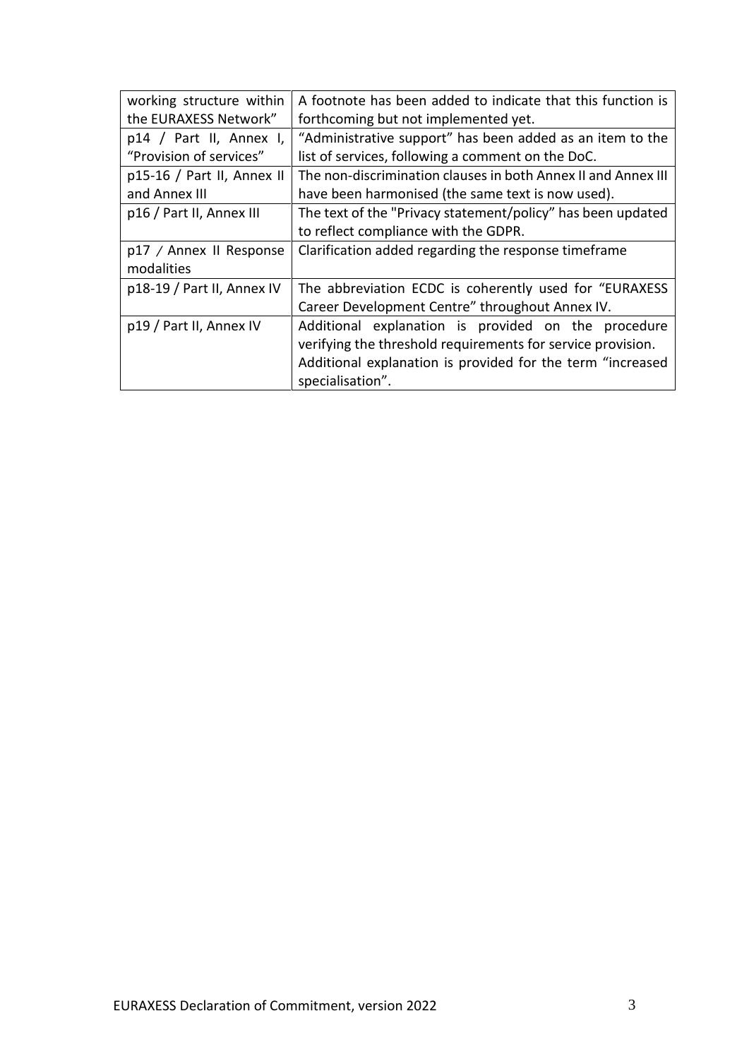| | |
|---|---|
| working structure within the EURAXESS Network" | A footnote has been added to indicate that this function is forthcoming but not implemented yet. |
| p14 / Part II, Annex I, "Provision of services" | "Administrative support" has been added as an item to the list of services, following a comment on the DoC. |
| p15-16 / Part II, Annex II and Annex III | The non-discrimination clauses in both Annex II and Annex III have been harmonised (the same text is now used). |
| p16 / Part II, Annex III | The text of the "Privacy statement/policy" has been updated to reflect compliance with the GDPR. |
| p17 / Annex II Response modalities | Clarification added regarding the response timeframe |
| p18-19 / Part II, Annex IV | The abbreviation ECDC is coherently used for "EURAXESS Career Development Centre" throughout Annex IV. |
| p19 / Part II, Annex IV | Additional explanation is provided on the procedure verifying the threshold requirements for service provision. Additional explanation is provided for the term "increased specialisation". |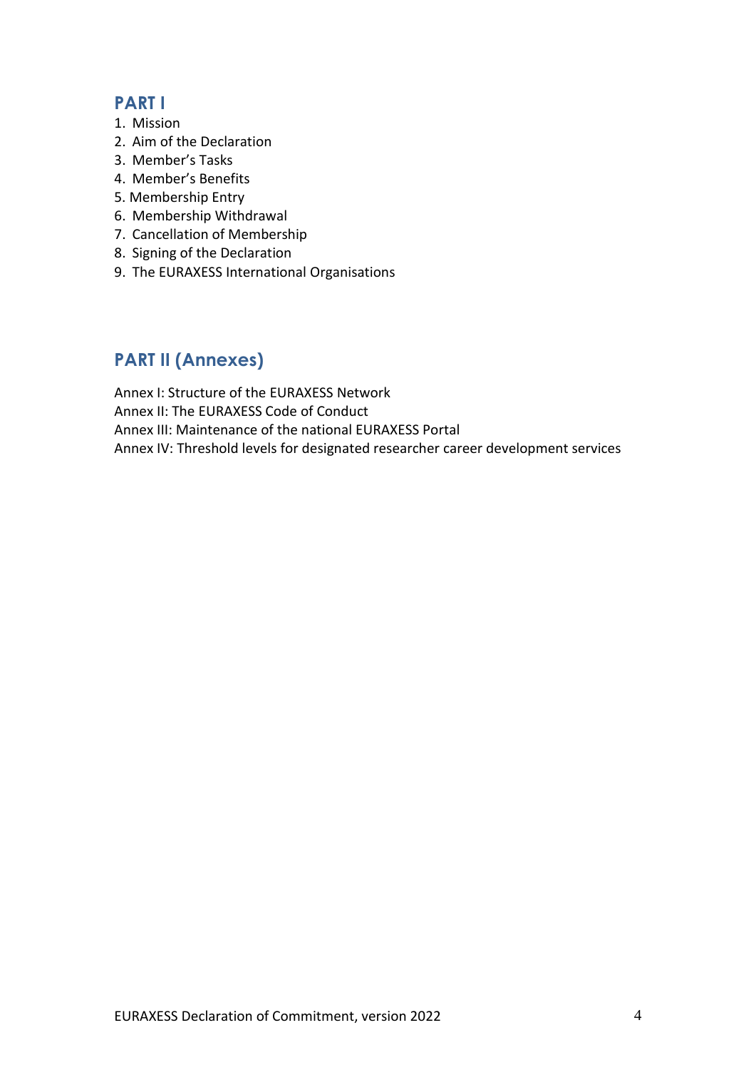## PART I

1. Mission
2. Aim of the Declaration
3. Member's Tasks
4. Member's Benefits
5. Membership Entry
6. Membership Withdrawal
7. Cancellation of Membership
8. Signing of the Declaration
9. The EURAXESS International Organisations

## PART II (Annexes)

Annex I: Structure of the EURAXESS Network
Annex II: The EURAXESS Code of Conduct
Annex III: Maintenance of the national EURAXESS Portal
Annex IV: Threshold levels for designated researcher career development services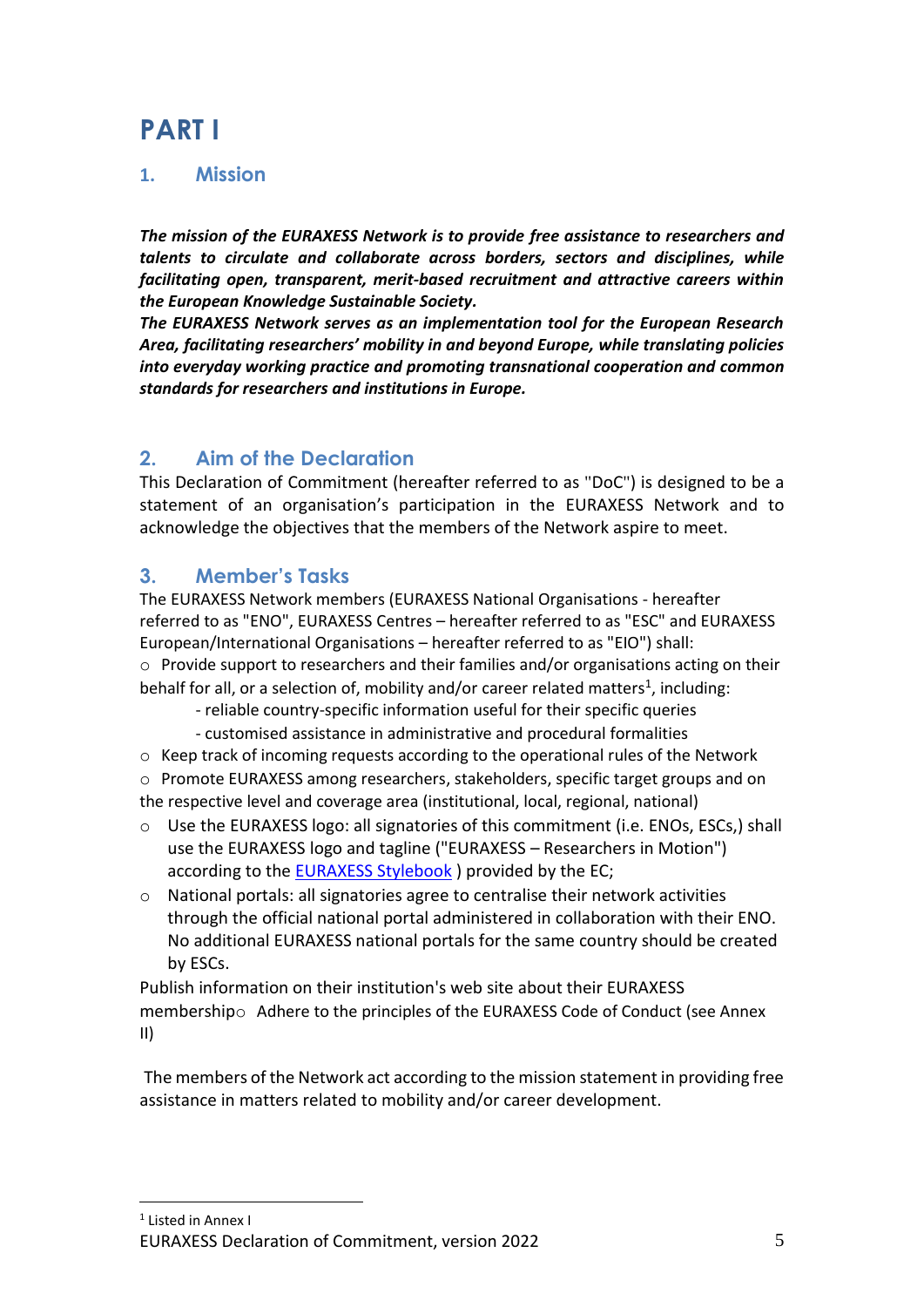# PART I

## 1. Mission

***The mission of the EURAXESS Network is to provide free assistance to researchers and talents to circulate and collaborate across borders, sectors and disciplines, while facilitating open, transparent, merit-based recruitment and attractive careers within the European Knowledge Sustainable Society.***
***The EURAXESS Network serves as an implementation tool for the European Research Area, facilitating researchers' mobility in and beyond Europe, while translating policies into everyday working practice and promoting transnational cooperation and common standards for researchers and institutions in Europe.***

## 2. Aim of the Declaration

This Declaration of Commitment (hereafter referred to as "DoC") is designed to be a statement of an organisation's participation in the EURAXESS Network and to acknowledge the objectives that the members of the Network aspire to meet.

## 3. Member's Tasks

The EURAXESS Network members (EURAXESS National Organisations - hereafter referred to as "ENO", EURAXESS Centres – hereafter referred to as "ESC" and EURAXESS European/International Organisations – hereafter referred to as "EIO") shall:

- Provide support to researchers and their families and/or organisations acting on their behalf for all, or a selection of, mobility and/or career related matters[1], including:
  - reliable country-specific information useful for their specific queries
  - customised assistance in administrative and procedural formalities
- Keep track of incoming requests according to the operational rules of the Network
- Promote EURAXESS among researchers, stakeholders, specific target groups and on the respective level and coverage area (institutional, local, regional, national)
- Use the EURAXESS logo: all signatories of this commitment (i.e. ENOs, ESCs,) shall use the EURAXESS logo and tagline ("EURAXESS – Researchers in Motion") according to the [EURAXESS Stylebook](EURAXESS Stylebook) ) provided by the EC;
- National portals: all signatories agree to centralise their network activities through the official national portal administered in collaboration with their ENO. No additional EURAXESS national portals for the same country should be created by ESCs.

Publish information on their institution's web site about their EURAXESS membership○ Adhere to the principles of the EURAXESS Code of Conduct (see Annex II)

The members of the Network act according to the mission statement in providing free assistance in matters related to mobility and/or career development.

[1] Listed in Annex I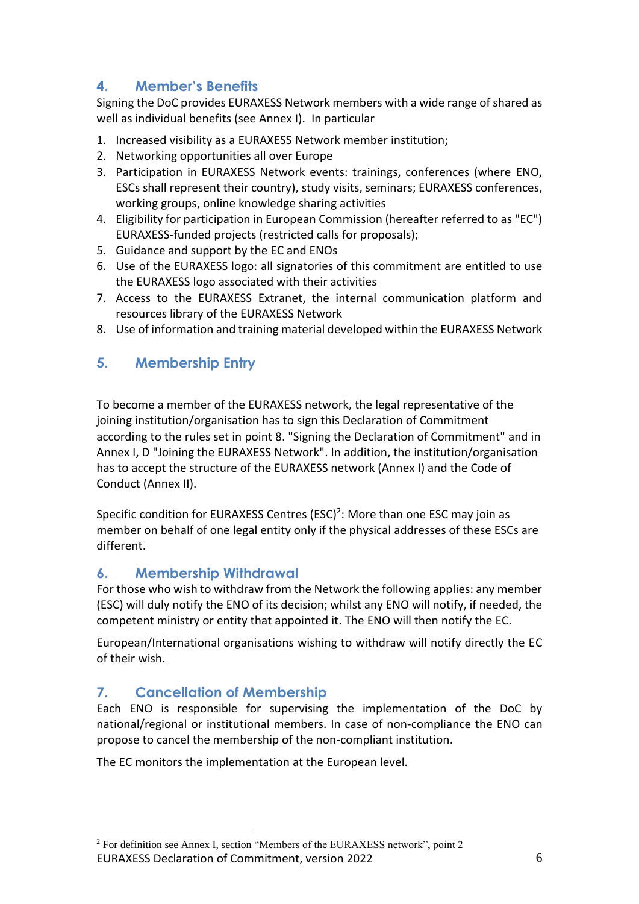## 4. Member's Benefits

Signing the DoC provides EURAXESS Network members with a wide range of shared as well as individual benefits (see Annex I). In particular

1. Increased visibility as a EURAXESS Network member institution;
2. Networking opportunities all over Europe
3. Participation in EURAXESS Network events: trainings, conferences (where ENO, ESCs shall represent their country), study visits, seminars; EURAXESS conferences, working groups, online knowledge sharing activities
4. Eligibility for participation in European Commission (hereafter referred to as "EC") EURAXESS-funded projects (restricted calls for proposals);
5. Guidance and support by the EC and ENOs
6. Use of the EURAXESS logo: all signatories of this commitment are entitled to use the EURAXESS logo associated with their activities
7. Access to the EURAXESS Extranet, the internal communication platform and resources library of the EURAXESS Network
8. Use of information and training material developed within the EURAXESS Network

## 5. Membership Entry

To become a member of the EURAXESS network, the legal representative of the joining institution/organisation has to sign this Declaration of Commitment according to the rules set in point 8. "Signing the Declaration of Commitment" and in Annex I, D "Joining the EURAXESS Network". In addition, the institution/organisation has to accept the structure of the EURAXESS network (Annex I) and the Code of Conduct (Annex II).

Specific condition for EURAXESS Centres (ESC)[2]: More than one ESC may join as member on behalf of one legal entity only if the physical addresses of these ESCs are different.

## 6. Membership Withdrawal

For those who wish to withdraw from the Network the following applies: any member (ESC) will duly notify the ENO of its decision; whilst any ENO will notify, if needed, the competent ministry or entity that appointed it. The ENO will then notify the EC.

European/International organisations wishing to withdraw will notify directly the EC of their wish.

## 7. Cancellation of Membership

Each ENO is responsible for supervising the implementation of the DoC by national/regional or institutional members. In case of non-compliance the ENO can propose to cancel the membership of the non-compliant institution.

The EC monitors the implementation at the European level.

---

[2] For definition see Annex I, section "Members of the EURAXESS network", point 2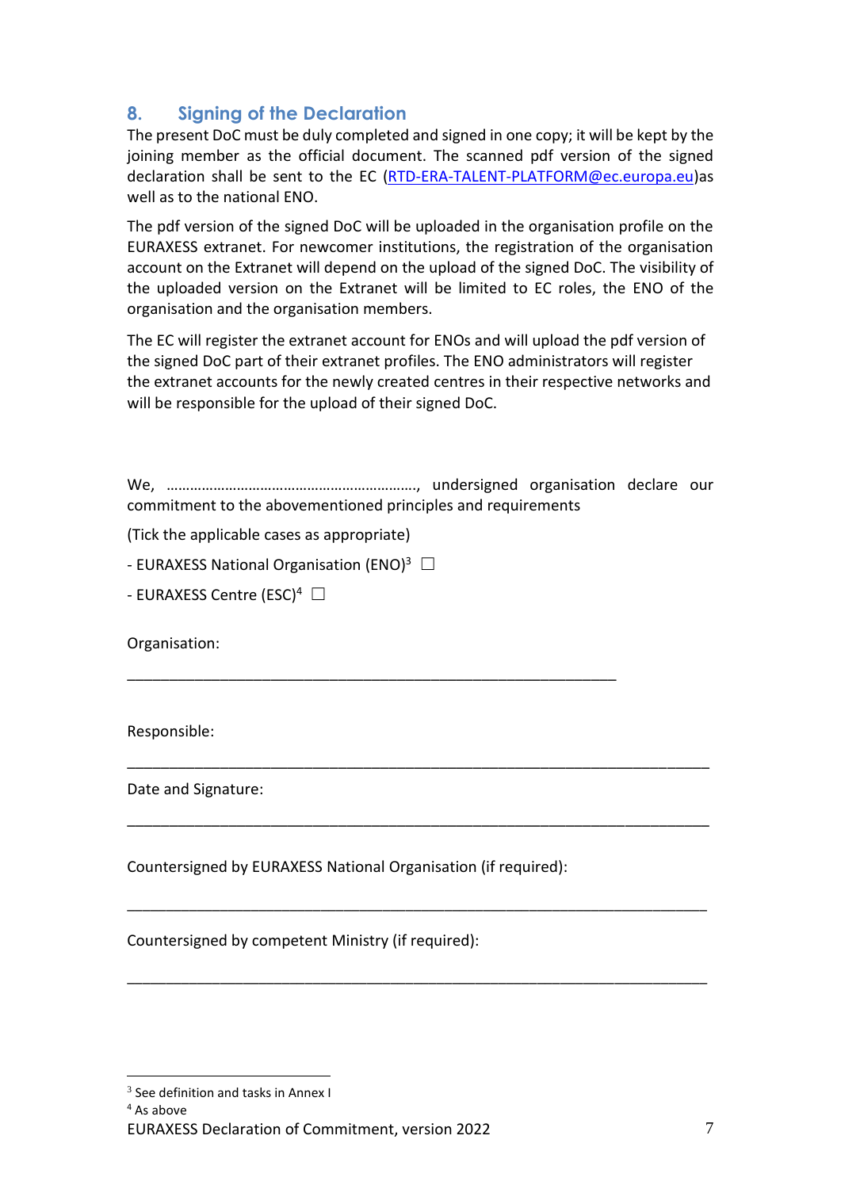## 8. Signing of the Declaration

The present DoC must be duly completed and signed in one copy; it will be kept by the joining member as the official document. The scanned pdf version of the signed declaration shall be sent to the EC (RTD-ERA-TALENT-PLATFORM@ec.europa.eu)as well as to the national ENO.

The pdf version of the signed DoC will be uploaded in the organisation profile on the EURAXESS extranet. For newcomer institutions, the registration of the organisation account on the Extranet will depend on the upload of the signed DoC. The visibility of the uploaded version on the Extranet will be limited to EC roles, the ENO of the organisation and the organisation members.

The EC will register the extranet account for ENOs and will upload the pdf version of the signed DoC part of their extranet profiles. The ENO administrators will register the extranet accounts for the newly created centres in their respective networks and will be responsible for the upload of their signed DoC.

We, ………………………………………………………, undersigned organisation declare our commitment to the abovementioned principles and requirements

(Tick the applicable cases as appropriate)

- EURAXESS National Organisation (ENO)[3] ☐
- EURAXESS Centre (ESC)[4] ☐

Organisation:

_______________________________________________________

Responsible:

_______________________________________________________

Date and Signature:

_______________________________________________________

Countersigned by EURAXESS National Organisation (if required):

_______________________________________________________

Countersigned by competent Ministry (if required):

_______________________________________________________

[3] See definition and tasks in Annex I

[4] As above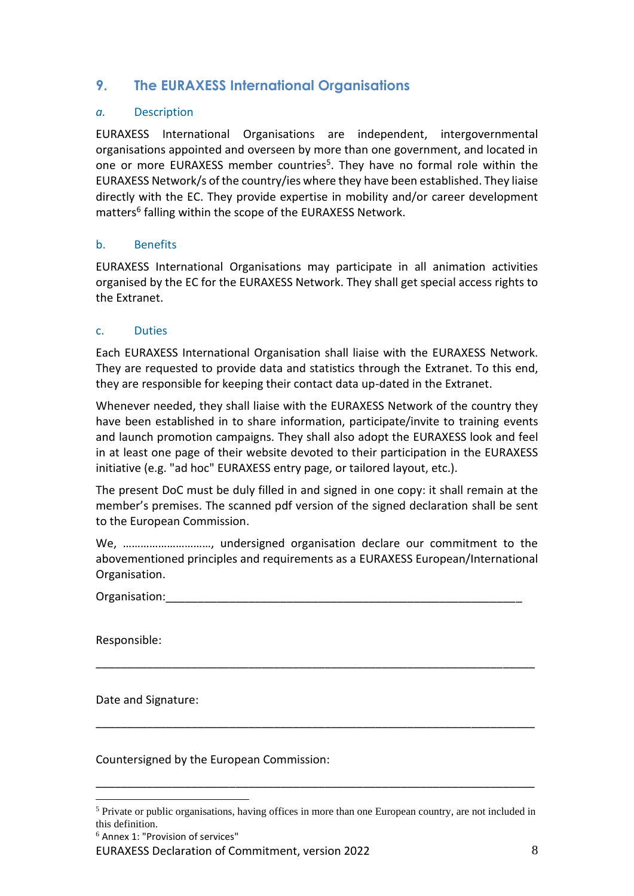## 9. The EURAXESS International Organisations

### *a.* Description

EURAXESS International Organisations are independent, intergovernmental organisations appointed and overseen by more than one government, and located in one or more EURAXESS member countries[5]. They have no formal role within the EURAXESS Network/s of the country/ies where they have been established. They liaise directly with the EC. They provide expertise in mobility and/or career development matters[6] falling within the scope of the EURAXESS Network.

### b. Benefits

EURAXESS International Organisations may participate in all animation activities organised by the EC for the EURAXESS Network. They shall get special access rights to the Extranet.

### c. Duties

Each EURAXESS International Organisation shall liaise with the EURAXESS Network. They are requested to provide data and statistics through the Extranet. To this end, they are responsible for keeping their contact data up-dated in the Extranet.

Whenever needed, they shall liaise with the EURAXESS Network of the country they have been established in to share information, participate/invite to training events and launch promotion campaigns. They shall also adopt the EURAXESS look and feel in at least one page of their website devoted to their participation in the EURAXESS initiative (e.g. "ad hoc" EURAXESS entry page, or tailored layout, etc.).

The present DoC must be duly filled in and signed in one copy: it shall remain at the member's premises. The scanned pdf version of the signed declaration shall be sent to the European Commission.

We, …………………………, undersigned organisation declare our commitment to the abovementioned principles and requirements as a EURAXESS European/International Organisation.

Organisation:___________________________________________________________

Responsible:

___________________________________________________________________________

Date and Signature:

___________________________________________________________________________

Countersigned by the European Commission:

___________________________________________________________________________

---

[5] Private or public organisations, having offices in more than one European country, are not included in this definition.

[6] Annex 1: "Provision of services"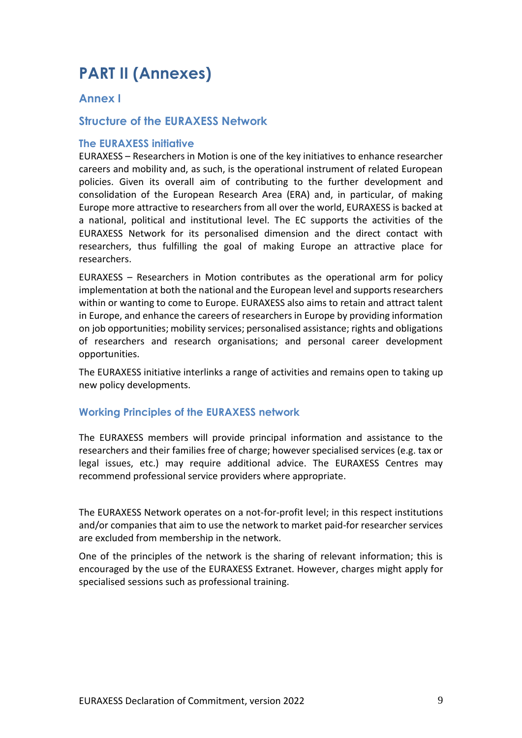# PART II (Annexes)

## Annex I

## Structure of the EURAXESS Network

### The EURAXESS initiative

EURAXESS – Researchers in Motion is one of the key initiatives to enhance researcher careers and mobility and, as such, is the operational instrument of related European policies. Given its overall aim of contributing to the further development and consolidation of the European Research Area (ERA) and, in particular, of making Europe more attractive to researchers from all over the world, EURAXESS is backed at a national, political and institutional level. The EC supports the activities of the EURAXESS Network for its personalised dimension and the direct contact with researchers, thus fulfilling the goal of making Europe an attractive place for researchers.

EURAXESS – Researchers in Motion contributes as the operational arm for policy implementation at both the national and the European level and supports researchers within or wanting to come to Europe. EURAXESS also aims to retain and attract talent in Europe, and enhance the careers of researchers in Europe by providing information on job opportunities; mobility services; personalised assistance; rights and obligations of researchers and research organisations; and personal career development opportunities.

The EURAXESS initiative interlinks a range of activities and remains open to taking up new policy developments.

### Working Principles of the EURAXESS network

The EURAXESS members will provide principal information and assistance to the researchers and their families free of charge; however specialised services (e.g. tax or legal issues, etc.) may require additional advice. The EURAXESS Centres may recommend professional service providers where appropriate.

The EURAXESS Network operates on a not-for-profit level; in this respect institutions and/or companies that aim to use the network to market paid-for researcher services are excluded from membership in the network.

One of the principles of the network is the sharing of relevant information; this is encouraged by the use of the EURAXESS Extranet. However, charges might apply for specialised sessions such as professional training.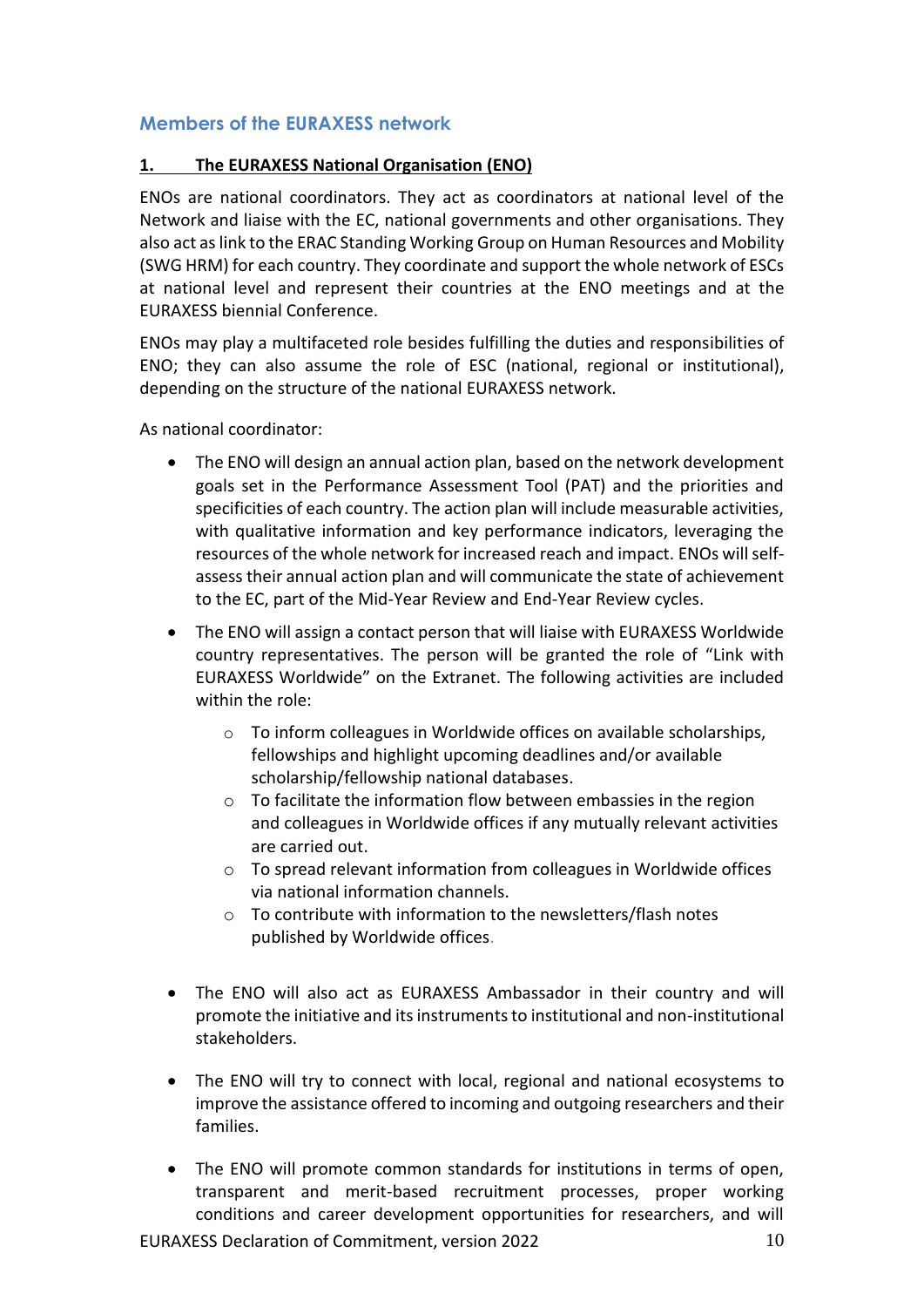## Members of the EURAXESS network

### 1. The EURAXESS National Organisation (ENO)

ENOs are national coordinators. They act as coordinators at national level of the Network and liaise with the EC, national governments and other organisations. They also act as link to the ERAC Standing Working Group on Human Resources and Mobility (SWG HRM) for each country. They coordinate and support the whole network of ESCs at national level and represent their countries at the ENO meetings and at the EURAXESS biennial Conference.

ENOs may play a multifaceted role besides fulfilling the duties and responsibilities of ENO; they can also assume the role of ESC (national, regional or institutional), depending on the structure of the national EURAXESS network.

As national coordinator:

- The ENO will design an annual action plan, based on the network development goals set in the Performance Assessment Tool (PAT) and the priorities and specificities of each country. The action plan will include measurable activities, with qualitative information and key performance indicators, leveraging the resources of the whole network for increased reach and impact. ENOs will self-assess their annual action plan and will communicate the state of achievement to the EC, part of the Mid-Year Review and End-Year Review cycles.
- The ENO will assign a contact person that will liaise with EURAXESS Worldwide country representatives. The person will be granted the role of "Link with EURAXESS Worldwide" on the Extranet. The following activities are included within the role:
  - To inform colleagues in Worldwide offices on available scholarships, fellowships and highlight upcoming deadlines and/or available scholarship/fellowship national databases.
  - To facilitate the information flow between embassies in the region and colleagues in Worldwide offices if any mutually relevant activities are carried out.
  - To spread relevant information from colleagues in Worldwide offices via national information channels.
  - To contribute with information to the newsletters/flash notes published by Worldwide offices.
- The ENO will also act as EURAXESS Ambassador in their country and will promote the initiative and its instruments to institutional and non-institutional stakeholders.
- The ENO will try to connect with local, regional and national ecosystems to improve the assistance offered to incoming and outgoing researchers and their families.
- The ENO will promote common standards for institutions in terms of open, transparent and merit-based recruitment processes, proper working conditions and career development opportunities for researchers, and will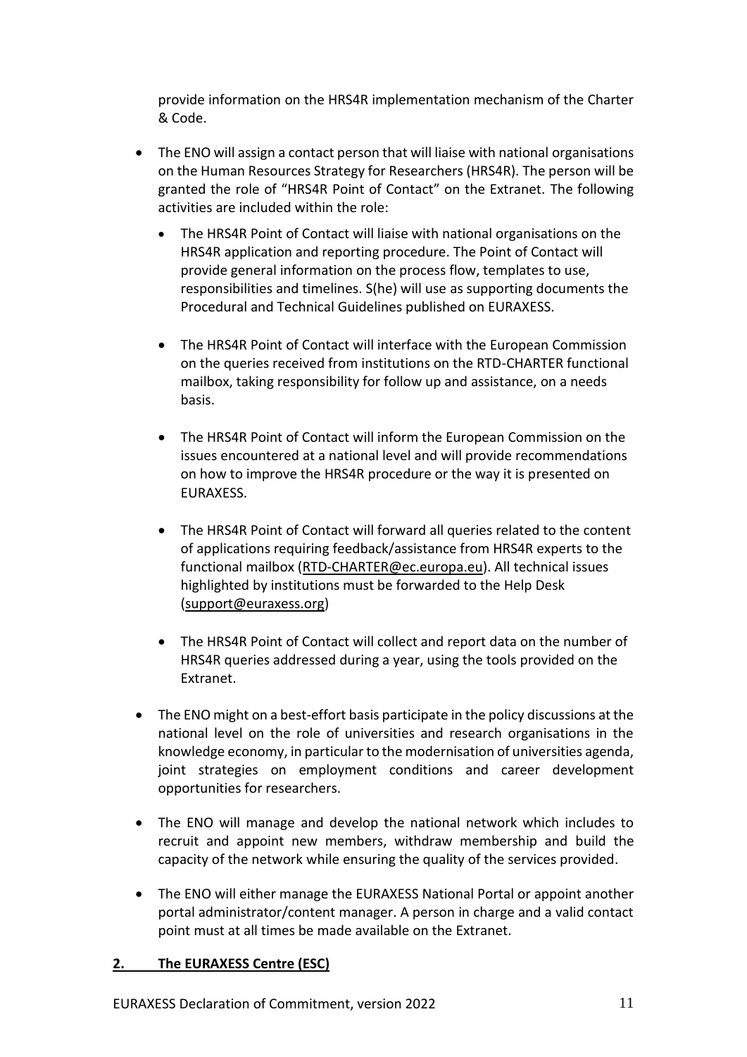provide information on the HRS4R implementation mechanism of the Charter & Code.

- The ENO will assign a contact person that will liaise with national organisations on the Human Resources Strategy for Researchers (HRS4R). The person will be granted the role of "HRS4R Point of Contact" on the Extranet. The following activities are included within the role:
  - The HRS4R Point of Contact will liaise with national organisations on the HRS4R application and reporting procedure. The Point of Contact will provide general information on the process flow, templates to use, responsibilities and timelines. S(he) will use as supporting documents the Procedural and Technical Guidelines published on EURAXESS.
  - The HRS4R Point of Contact will interface with the European Commission on the queries received from institutions on the RTD-CHARTER functional mailbox, taking responsibility for follow up and assistance, on a needs basis.
  - The HRS4R Point of Contact will inform the European Commission on the issues encountered at a national level and will provide recommendations on how to improve the HRS4R procedure or the way it is presented on EURAXESS.
  - The HRS4R Point of Contact will forward all queries related to the content of applications requiring feedback/assistance from HRS4R experts to the functional mailbox (RTD-CHARTER@ec.europa.eu). All technical issues highlighted by institutions must be forwarded to the Help Desk (support@euraxess.org)
  - The HRS4R Point of Contact will collect and report data on the number of HRS4R queries addressed during a year, using the tools provided on the Extranet.
- The ENO might on a best-effort basis participate in the policy discussions at the national level on the role of universities and research organisations in the knowledge economy, in particular to the modernisation of universities agenda, joint strategies on employment conditions and career development opportunities for researchers.
- The ENO will manage and develop the national network which includes to recruit and appoint new members, withdraw membership and build the capacity of the network while ensuring the quality of the services provided.
- The ENO will either manage the EURAXESS National Portal or appoint another portal administrator/content manager. A person in charge and a valid contact point must at all times be made available on the Extranet.

## 2. The EURAXESS Centre (ESC)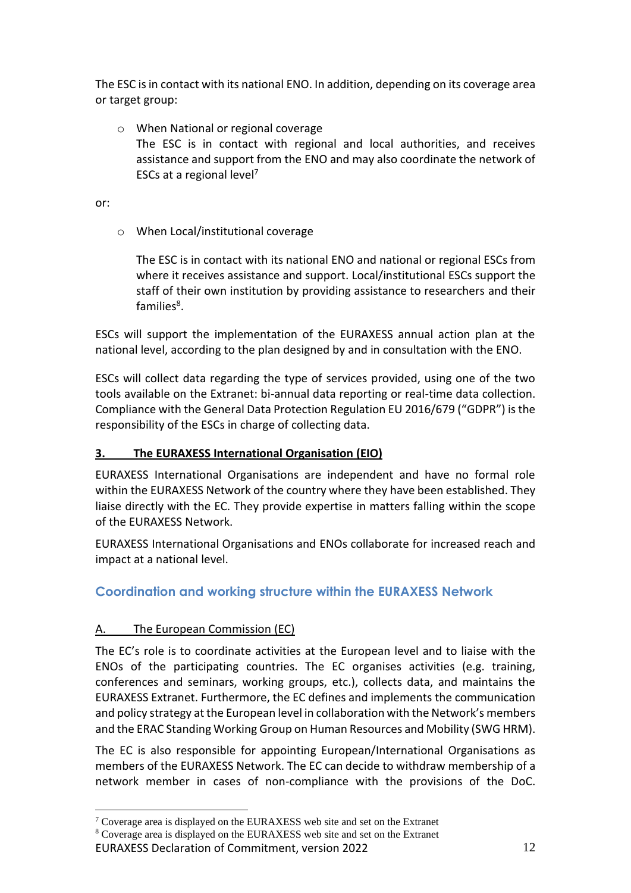The ESC is in contact with its national ENO. In addition, depending on its coverage area or target group:

- When National or regional coverage
  The ESC is in contact with regional and local authorities, and receives assistance and support from the ENO and may also coordinate the network of ESCs at a regional level[7]

or:

- When Local/institutional coverage

  The ESC is in contact with its national ENO and national or regional ESCs from where it receives assistance and support. Local/institutional ESCs support the staff of their own institution by providing assistance to researchers and their families[8].

ESCs will support the implementation of the EURAXESS annual action plan at the national level, according to the plan designed by and in consultation with the ENO.

ESCs will collect data regarding the type of services provided, using one of the two tools available on the Extranet: bi-annual data reporting or real-time data collection. Compliance with the General Data Protection Regulation EU 2016/679 ("GDPR") is the responsibility of the ESCs in charge of collecting data.

### 3. The EURAXESS International Organisation (EIO)

EURAXESS International Organisations are independent and have no formal role within the EURAXESS Network of the country where they have been established. They liaise directly with the EC. They provide expertise in matters falling within the scope of the EURAXESS Network.

EURAXESS International Organisations and ENOs collaborate for increased reach and impact at a national level.

## Coordination and working structure within the EURAXESS Network

### A. The European Commission (EC)

The EC's role is to coordinate activities at the European level and to liaise with the ENOs of the participating countries. The EC organises activities (e.g. training, conferences and seminars, working groups, etc.), collects data, and maintains the EURAXESS Extranet. Furthermore, the EC defines and implements the communication and policy strategy at the European level in collaboration with the Network's members and the ERAC Standing Working Group on Human Resources and Mobility (SWG HRM).

The EC is also responsible for appointing European/International Organisations as members of the EURAXESS Network. The EC can decide to withdraw membership of a network member in cases of non-compliance with the provisions of the DoC.

[7] Coverage area is displayed on the EURAXESS web site and set on the Extranet
[8] Coverage area is displayed on the EURAXESS web site and set on the Extranet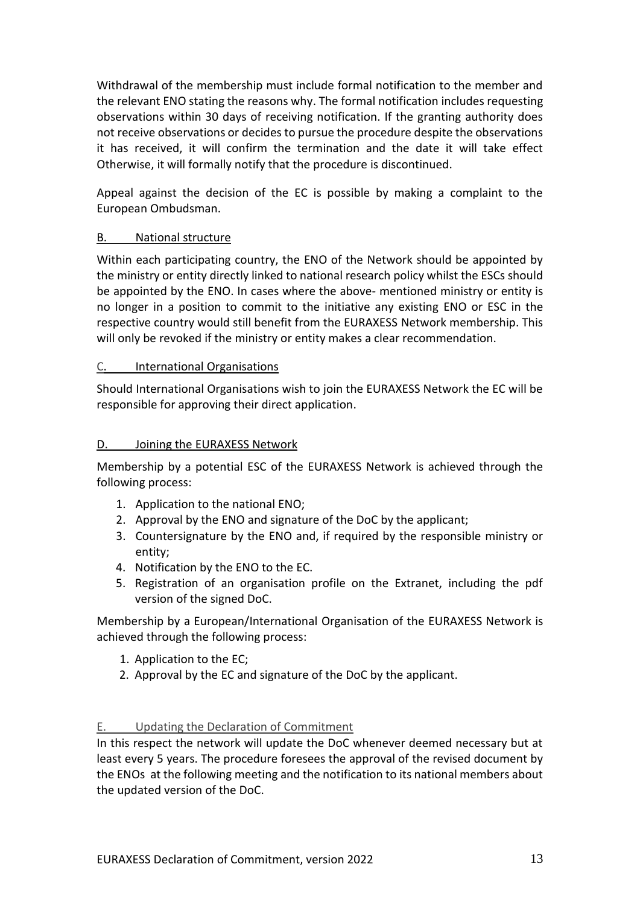Withdrawal of the membership must include formal notification to the member and the relevant ENO stating the reasons why. The formal notification includes requesting observations within 30 days of receiving notification. If the granting authority does not receive observations or decides to pursue the procedure despite the observations it has received, it will confirm the termination and the date it will take effect Otherwise, it will formally notify that the procedure is discontinued.

Appeal against the decision of the EC is possible by making a complaint to the European Ombudsman.

## B. National structure

Within each participating country, the ENO of the Network should be appointed by the ministry or entity directly linked to national research policy whilst the ESCs should be appointed by the ENO. In cases where the above- mentioned ministry or entity is no longer in a position to commit to the initiative any existing ENO or ESC in the respective country would still benefit from the EURAXESS Network membership. This will only be revoked if the ministry or entity makes a clear recommendation.

## C. International Organisations

Should International Organisations wish to join the EURAXESS Network the EC will be responsible for approving their direct application.

## D. Joining the EURAXESS Network

Membership by a potential ESC of the EURAXESS Network is achieved through the following process:

1. Application to the national ENO;
2. Approval by the ENO and signature of the DoC by the applicant;
3. Countersignature by the ENO and, if required by the responsible ministry or entity;
4. Notification by the ENO to the EC.
5. Registration of an organisation profile on the Extranet, including the pdf version of the signed DoC.

Membership by a European/International Organisation of the EURAXESS Network is achieved through the following process:

1. Application to the EC;
2. Approval by the EC and signature of the DoC by the applicant.

## E. Updating the Declaration of Commitment

In this respect the network will update the DoC whenever deemed necessary but at least every 5 years. The procedure foresees the approval of the revised document by the ENOs at the following meeting and the notification to its national members about the updated version of the DoC.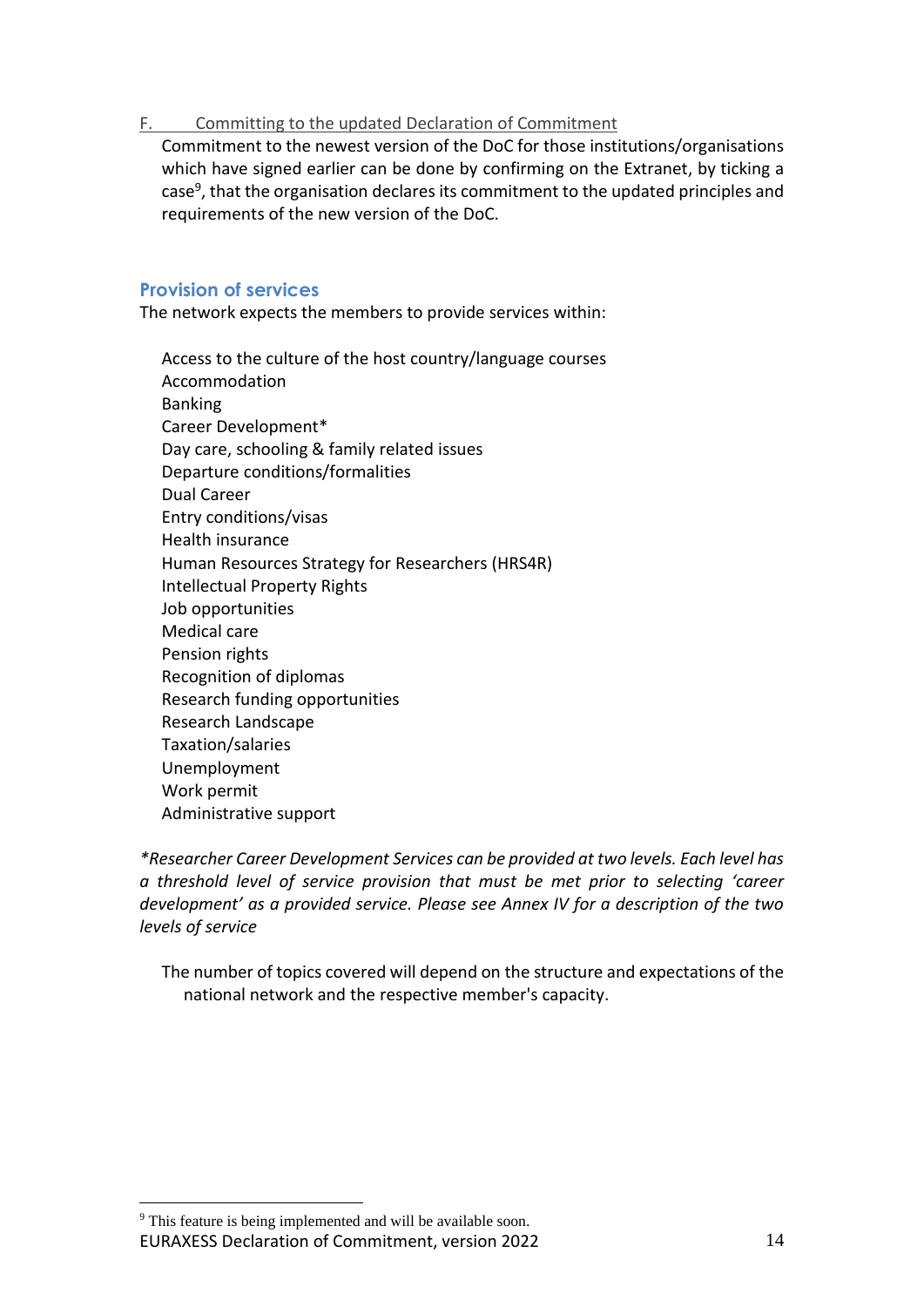F. Committing to the updated Declaration of Commitment

Commitment to the newest version of the DoC for those institutions/organisations which have signed earlier can be done by confirming on the Extranet, by ticking a case[9], that the organisation declares its commitment to the updated principles and requirements of the new version of the DoC.

## Provision of services

The network expects the members to provide services within:

- Access to the culture of the host country/language courses
- Accommodation
- Banking
- Career Development*
- Day care, schooling & family related issues
- Departure conditions/formalities
- Dual Career
- Entry conditions/visas
- Health insurance
- Human Resources Strategy for Researchers (HRS4R)
- Intellectual Property Rights
- Job opportunities
- Medical care
- Pension rights
- Recognition of diplomas
- Research funding opportunities
- Research Landscape
- Taxation/salaries
- Unemployment
- Work permit
- Administrative support

*\*Researcher Career Development Services can be provided at two levels. Each level has a threshold level of service provision that must be met prior to selecting 'career development' as a provided service. Please see Annex IV for a description of the two levels of service*

The number of topics covered will depend on the structure and expectations of the national network and the respective member's capacity.

[9] This feature is being implemented and will be available soon.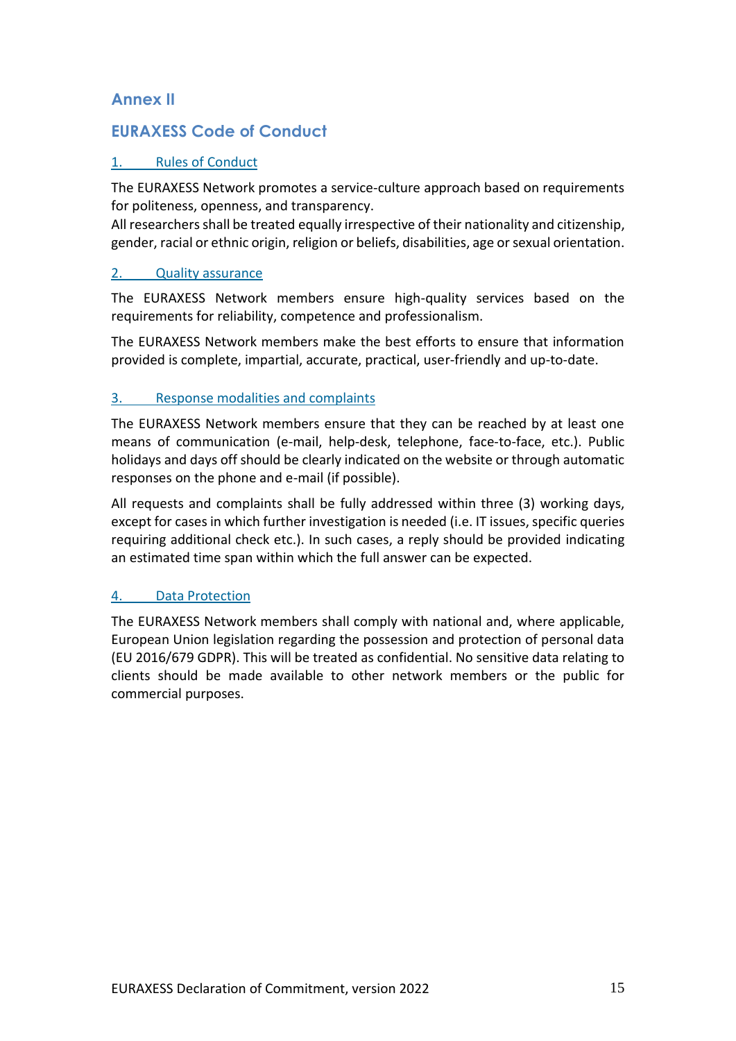## Annex II

## EURAXESS Code of Conduct

### 1. Rules of Conduct

The EURAXESS Network promotes a service-culture approach based on requirements for politeness, openness, and transparency.
All researchers shall be treated equally irrespective of their nationality and citizenship, gender, racial or ethnic origin, religion or beliefs, disabilities, age or sexual orientation.

### 2. Quality assurance

The EURAXESS Network members ensure high-quality services based on the requirements for reliability, competence and professionalism.

The EURAXESS Network members make the best efforts to ensure that information provided is complete, impartial, accurate, practical, user-friendly and up-to-date.

### 3. Response modalities and complaints

The EURAXESS Network members ensure that they can be reached by at least one means of communication (e-mail, help-desk, telephone, face-to-face, etc.). Public holidays and days off should be clearly indicated on the website or through automatic responses on the phone and e-mail (if possible).

All requests and complaints shall be fully addressed within three (3) working days, except for cases in which further investigation is needed (i.e. IT issues, specific queries requiring additional check etc.). In such cases, a reply should be provided indicating an estimated time span within which the full answer can be expected.

### 4. Data Protection

The EURAXESS Network members shall comply with national and, where applicable, European Union legislation regarding the possession and protection of personal data (EU 2016/679 GDPR). This will be treated as confidential. No sensitive data relating to clients should be made available to other network members or the public for commercial purposes.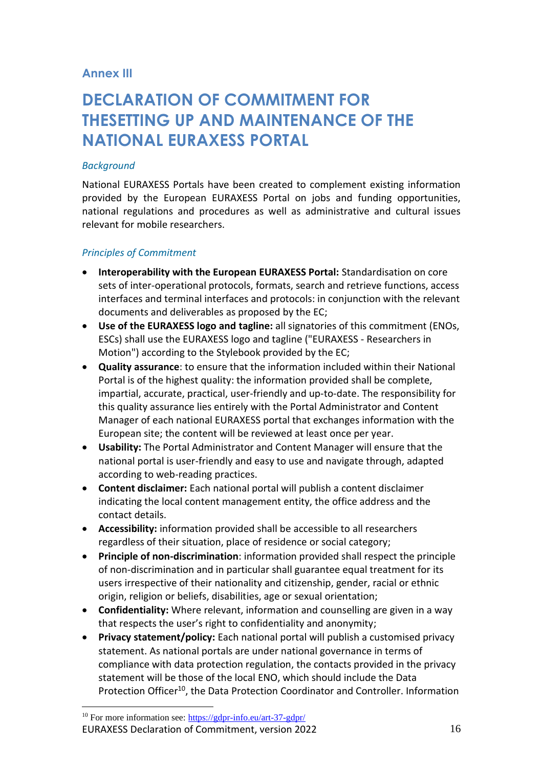## Annex III

# DECLARATION OF COMMITMENT FOR THESETTING UP AND MAINTENANCE OF THE NATIONAL EURAXESS PORTAL

*Background*

National EURAXESS Portals have been created to complement existing information provided by the European EURAXESS Portal on jobs and funding opportunities, national regulations and procedures as well as administrative and cultural issues relevant for mobile researchers.

*Principles of Commitment*

- **Interoperability with the European EURAXESS Portal:** Standardisation on core sets of inter-operational protocols, formats, search and retrieve functions, access interfaces and terminal interfaces and protocols: in conjunction with the relevant documents and deliverables as proposed by the EC;
- **Use of the EURAXESS logo and tagline:** all signatories of this commitment (ENOs, ESCs) shall use the EURAXESS logo and tagline ("EURAXESS - Researchers in Motion") according to the Stylebook provided by the EC;
- **Quality assurance**: to ensure that the information included within their National Portal is of the highest quality: the information provided shall be complete, impartial, accurate, practical, user-friendly and up-to-date. The responsibility for this quality assurance lies entirely with the Portal Administrator and Content Manager of each national EURAXESS portal that exchanges information with the European site; the content will be reviewed at least once per year.
- **Usability:** The Portal Administrator and Content Manager will ensure that the national portal is user-friendly and easy to use and navigate through, adapted according to web-reading practices.
- **Content disclaimer:** Each national portal will publish a content disclaimer indicating the local content management entity, the office address and the contact details.
- **Accessibility:** information provided shall be accessible to all researchers regardless of their situation, place of residence or social category;
- **Principle of non-discrimination**: information provided shall respect the principle of non-discrimination and in particular shall guarantee equal treatment for its users irrespective of their nationality and citizenship, gender, racial or ethnic origin, religion or beliefs, disabilities, age or sexual orientation;
- **Confidentiality:** Where relevant, information and counselling are given in a way that respects the user's right to confidentiality and anonymity;
- **Privacy statement/policy:** Each national portal will publish a customised privacy statement. As national portals are under national governance in terms of compliance with data protection regulation, the contacts provided in the privacy statement will be those of the local ENO, which should include the Data Protection Officer[10], the Data Protection Coordinator and Controller. Information

[10] For more information see: https://gdpr-info.eu/art-37-gdpr/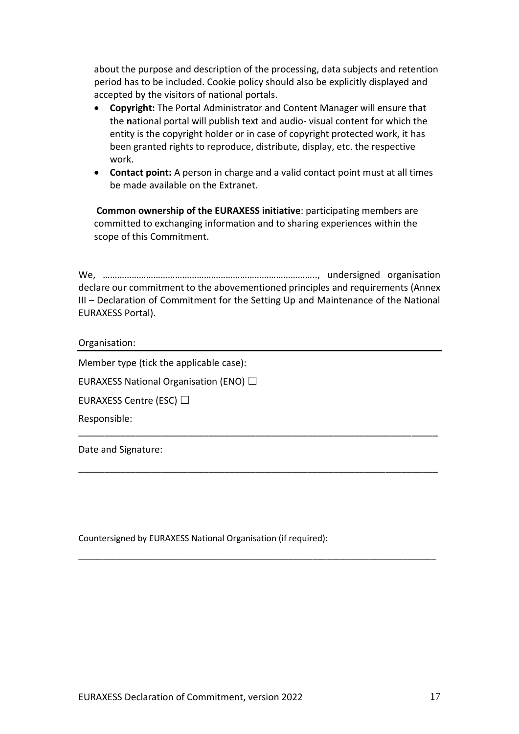about the purpose and description of the processing, data subjects and retention period has to be included. Cookie policy should also be explicitly displayed and accepted by the visitors of national portals.

- **Copyright:** The Portal Administrator and Content Manager will ensure that the **n**ational portal will publish text and audio- visual content for which the entity is the copyright holder or in case of copyright protected work, it has been granted rights to reproduce, distribute, display, etc. the respective work.
- **Contact point:** A person in charge and a valid contact point must at all times be made available on the Extranet.

**Common ownership of the EURAXESS initiative**: participating members are committed to exchanging information and to sharing experiences within the scope of this Commitment.

We, ………………………………………………………………………….., undersigned organisation declare our commitment to the abovementioned principles and requirements (Annex III – Declaration of Commitment for the Setting Up and Maintenance of the National EURAXESS Portal).

Organisation:

Member type (tick the applicable case):

EURAXESS National Organisation (ENO) ☐

EURAXESS Centre (ESC) ☐

Responsible:

_______________________________________________________________________

Date and Signature:

_______________________________________________________________________

Countersigned by EURAXESS National Organisation (if required):

_______________________________________________________________________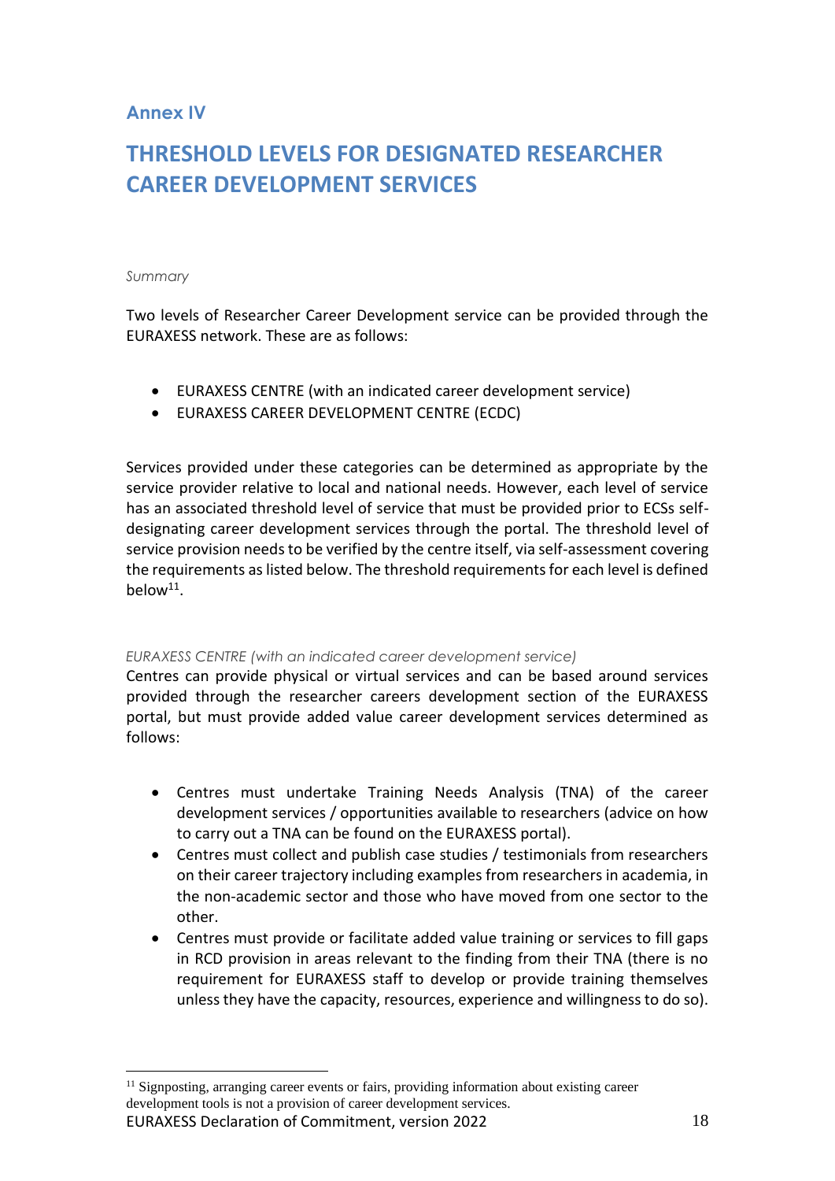## Annex IV

# THRESHOLD LEVELS FOR DESIGNATED RESEARCHER CAREER DEVELOPMENT SERVICES

*Summary*

Two levels of Researcher Career Development service can be provided through the EURAXESS network. These are as follows:

- EURAXESS CENTRE (with an indicated career development service)
- EURAXESS CAREER DEVELOPMENT CENTRE (ECDC)

Services provided under these categories can be determined as appropriate by the service provider relative to local and national needs. However, each level of service has an associated threshold level of service that must be provided prior to ECSs self-designating career development services through the portal. The threshold level of service provision needs to be verified by the centre itself, via self-assessment covering the requirements as listed below. The threshold requirements for each level is defined below[11].

*EURAXESS CENTRE (with an indicated career development service)*

Centres can provide physical or virtual services and can be based around services provided through the researcher careers development section of the EURAXESS portal, but must provide added value career development services determined as follows:

- Centres must undertake Training Needs Analysis (TNA) of the career development services / opportunities available to researchers (advice on how to carry out a TNA can be found on the EURAXESS portal).
- Centres must collect and publish case studies / testimonials from researchers on their career trajectory including examples from researchers in academia, in the non-academic sector and those who have moved from one sector to the other.
- Centres must provide or facilitate added value training or services to fill gaps in RCD provision in areas relevant to the finding from their TNA (there is no requirement for EURAXESS staff to develop or provide training themselves unless they have the capacity, resources, experience and willingness to do so).

[11] Signposting, arranging career events or fairs, providing information about existing career development tools is not a provision of career development services.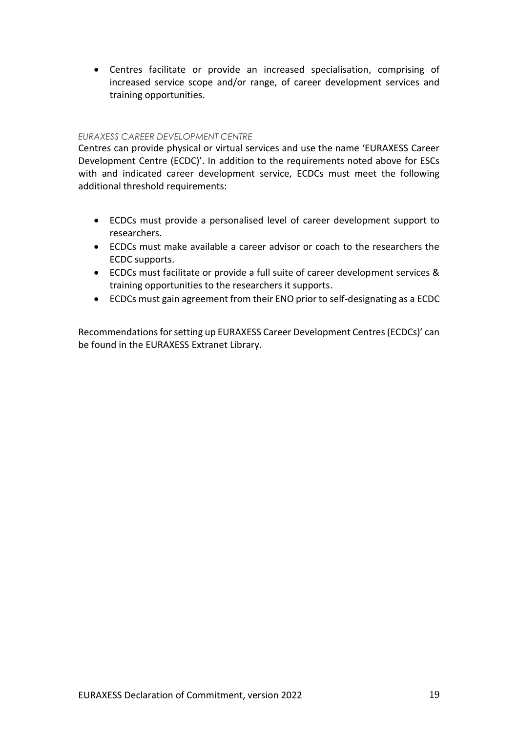- Centres facilitate or provide an increased specialisation, comprising of increased service scope and/or range, of career development services and training opportunities.

*EURAXESS CAREER DEVELOPMENT CENTRE*

Centres can provide physical or virtual services and use the name 'EURAXESS Career Development Centre (ECDC)'. In addition to the requirements noted above for ESCs with and indicated career development service, ECDCs must meet the following additional threshold requirements:

- ECDCs must provide a personalised level of career development support to researchers.
- ECDCs must make available a career advisor or coach to the researchers the ECDC supports.
- ECDCs must facilitate or provide a full suite of career development services & training opportunities to the researchers it supports.
- ECDCs must gain agreement from their ENO prior to self-designating as a ECDC

Recommendations for setting up EURAXESS Career Development Centres (ECDCs)' can be found in the EURAXESS Extranet Library.